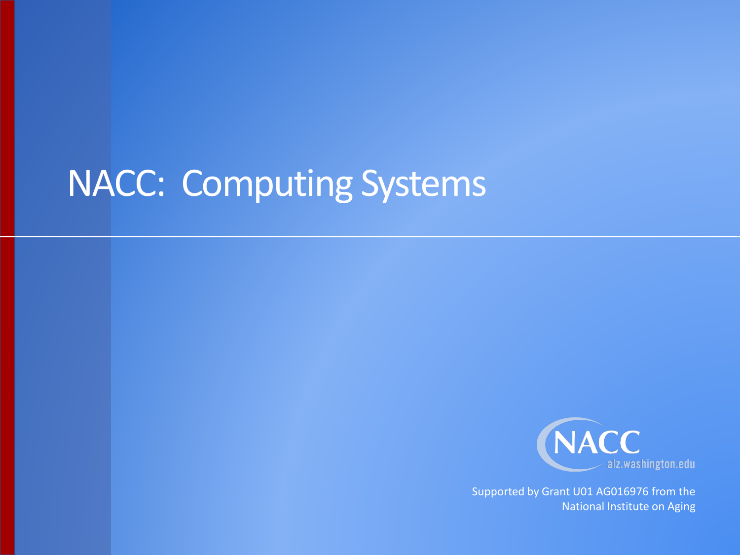# NACC: Computing Systems

NACC
alz.washington.edu

Supported by Grant U01 AG016976 from the National Institute on Aging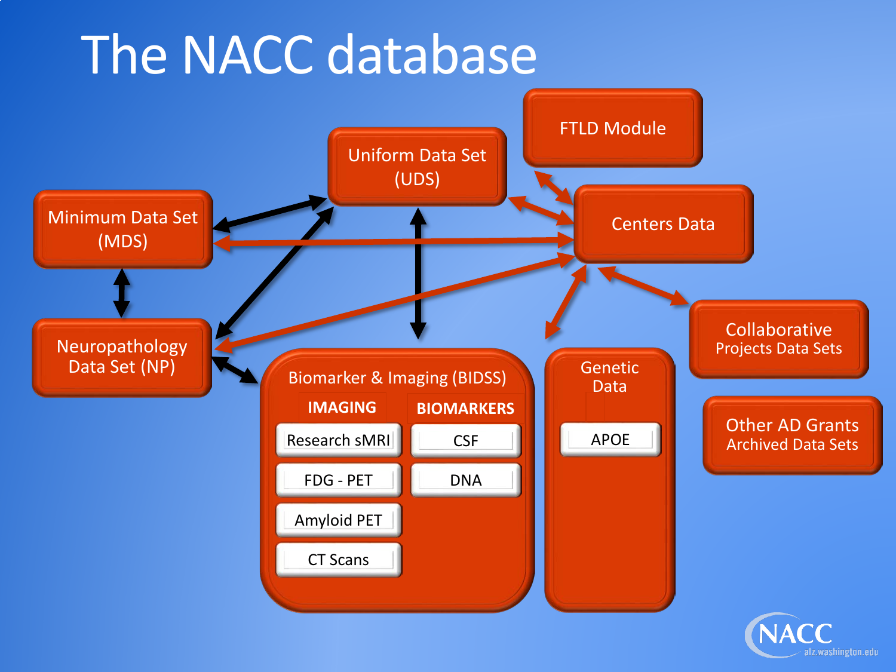# The NACC database

- Uniform Data Set (UDS)
- FTLD Module
- Minimum Data Set (MDS)
- Centers Data
- Neuropathology Data Set (NP)
- Biomarker & Imaging (BIDSS)
  - IMAGING
    - Research sMRI
    - FDG - PET
    - Amyloid PET
    - CT Scans
  - BIOMARKERS
    - CSF
    - DNA
- Genetic Data
  - APOE
- Collaborative Projects Data Sets
- Other AD Grants Archived Data Sets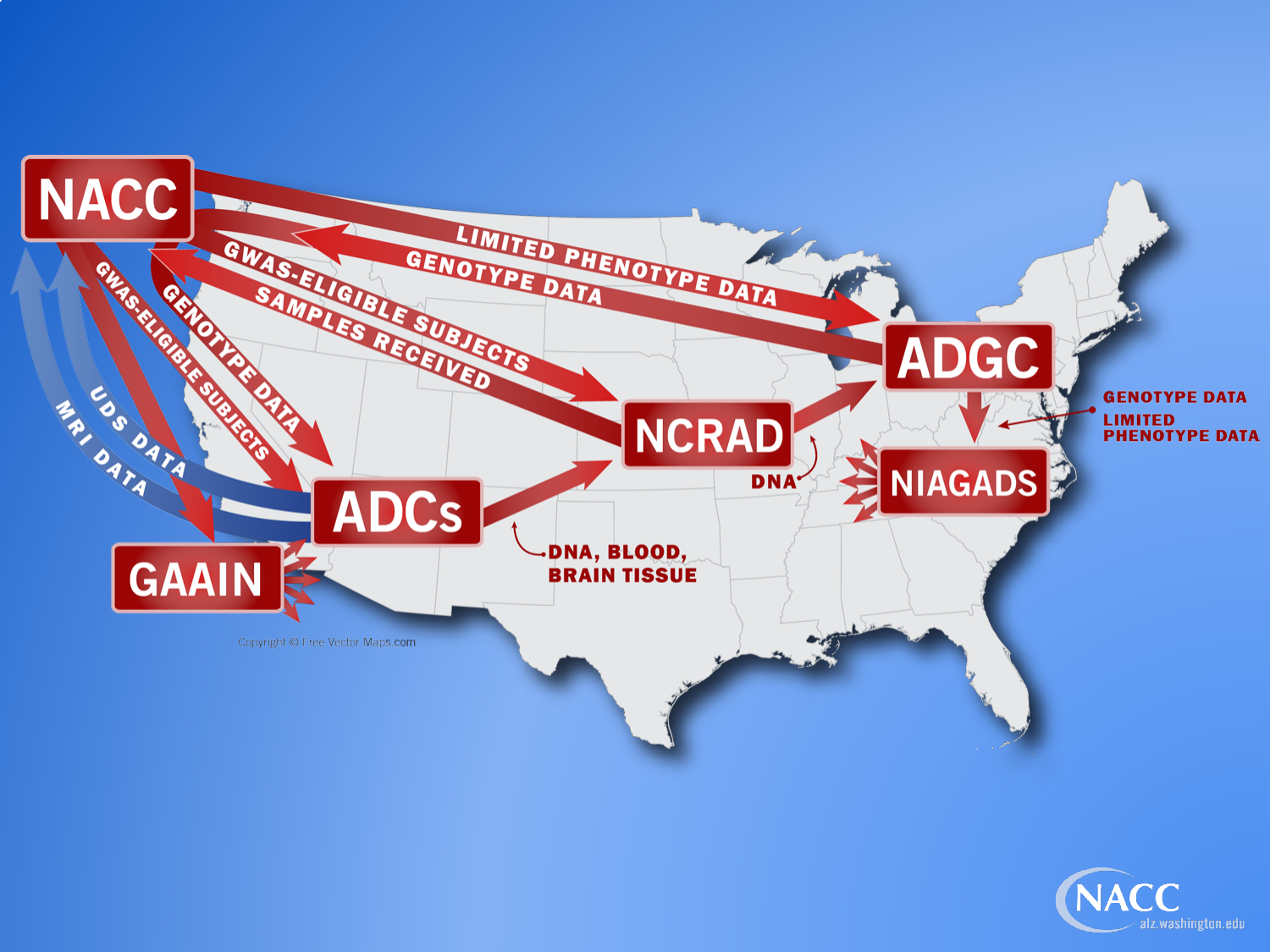NACC

ADGC

NCRAD

ADCs

GAAIN

NIAGADS

LIMITED PHENOTYPE DATA

GENOTYPE DATA

GWAS-ELIGIBLE SUBJECTS

SAMPLES RECEIVED

GWAS-ELIGIBLE SUBJECTS

GENOTYPE DATA

UDS DATA

MRI DATA

DNA, BLOOD, BRAIN TISSUE

DNA

GENOTYPE DATA

LIMITED PHENOTYPE DATA

Copyright © Free Vector Maps.com

NACC alz.washington.edu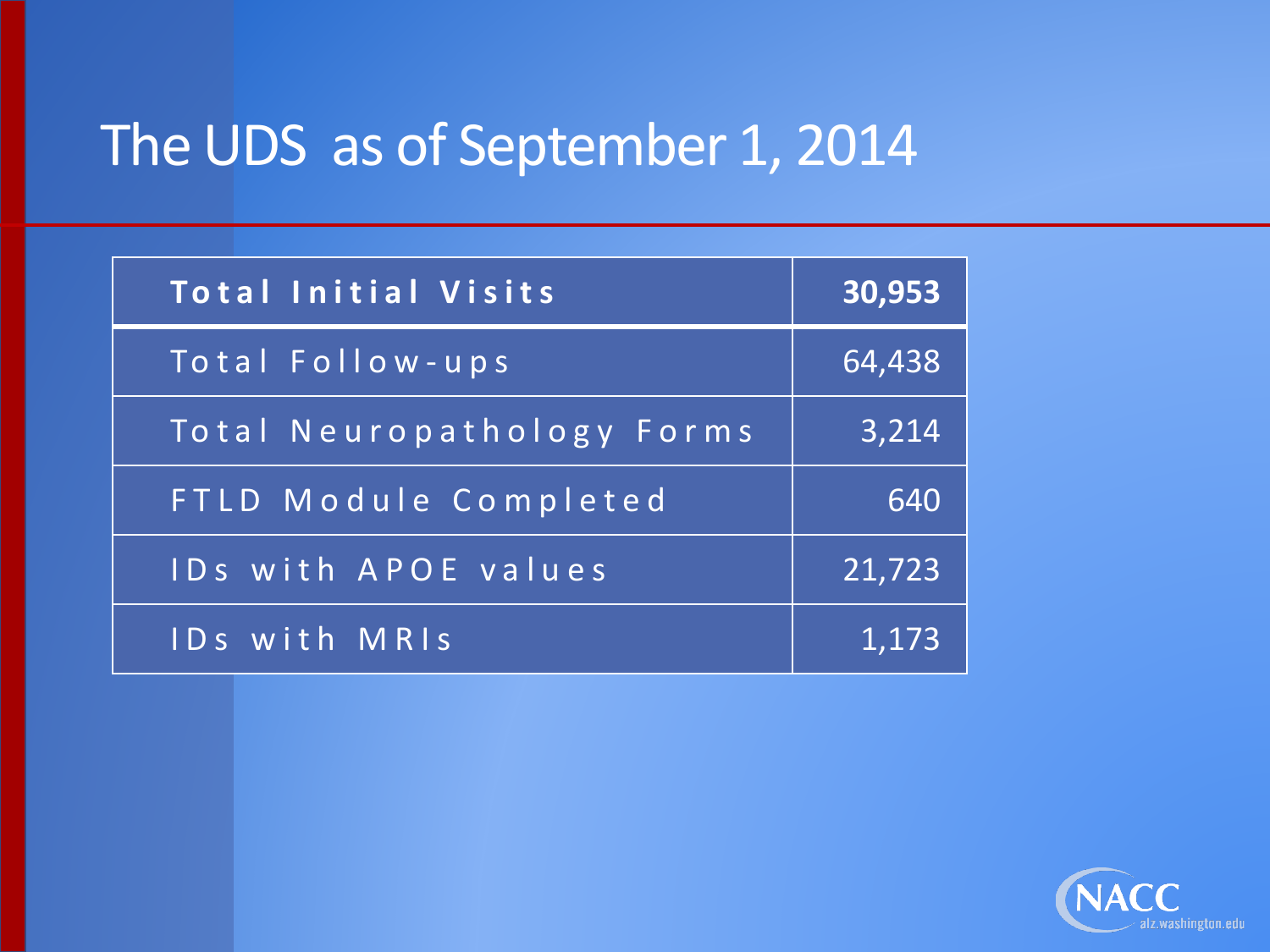# The UDS as of September 1, 2014

| **Total Initial Visits** | **30,953** |
|---|---|
| Total Follow-ups | 64,438 |
| Total Neuropathology Forms | 3,214 |
| FTLD Module Completed | 640 |
| IDs with APOE values | 21,723 |
| IDs with MRIs | 1,173 |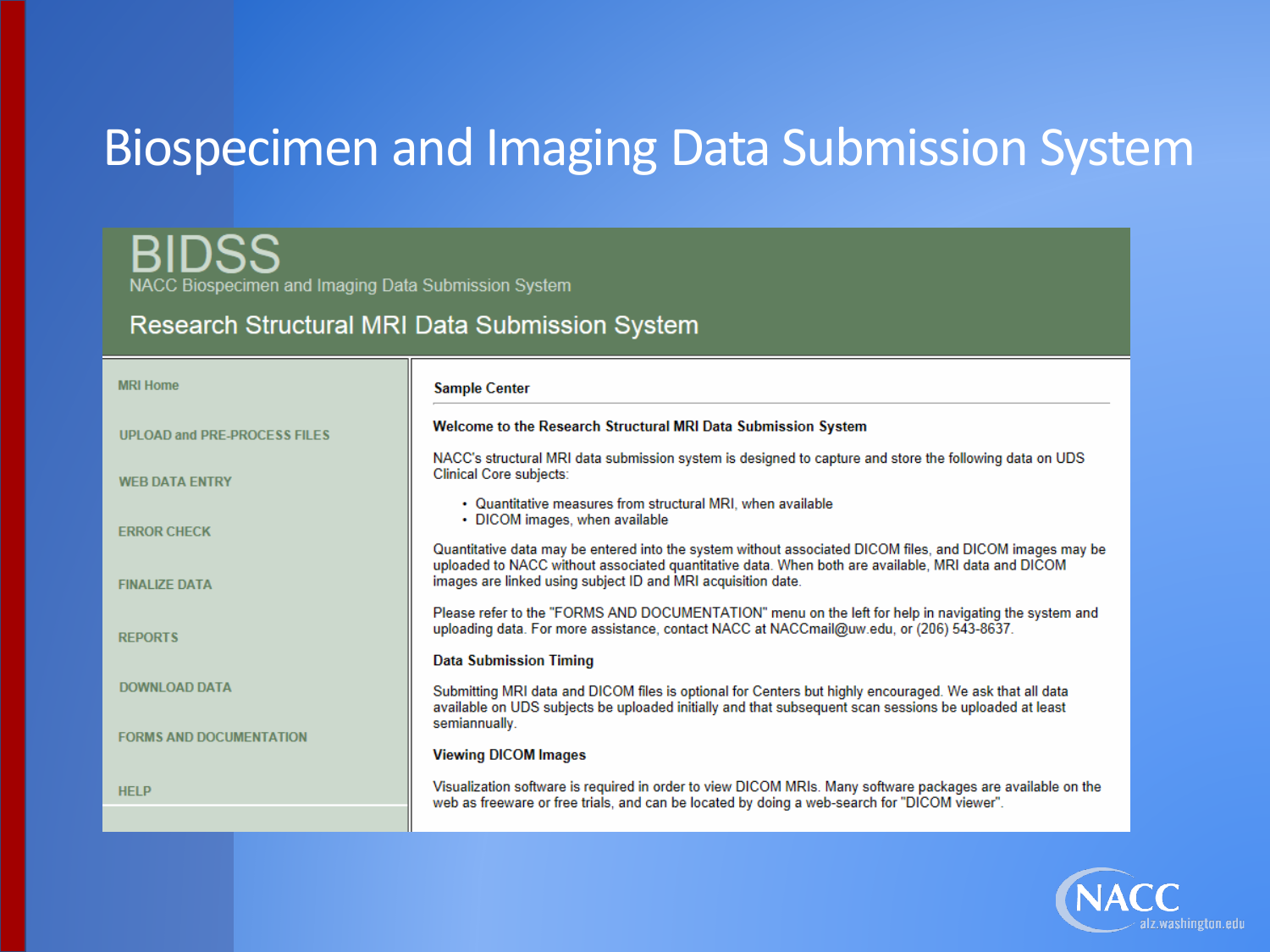# Biospecimen and Imaging Data Submission System

## BIDSS

NACC Biospecimen and Imaging Data Submission System

### Research Structural MRI Data Submission System

- MRI Home
- UPLOAD and PRE-PROCESS FILES
- WEB DATA ENTRY
- ERROR CHECK
- FINALIZE DATA
- REPORTS
- DOWNLOAD DATA
- FORMS AND DOCUMENTATION
- HELP

**Sample Center**

**Welcome to the Research Structural MRI Data Submission System**

NACC's structural MRI data submission system is designed to capture and store the following data on UDS Clinical Core subjects:

- Quantitative measures from structural MRI, when available
- DICOM images, when available

Quantitative data may be entered into the system without associated DICOM files, and DICOM images may be uploaded to NACC without associated quantitative data. When both are available, MRI data and DICOM images are linked using subject ID and MRI acquisition date.

Please refer to the "FORMS AND DOCUMENTATION" menu on the left for help in navigating the system and uploading data. For more assistance, contact NACC at NACCmail@uw.edu, or (206) 543-8637.

**Data Submission Timing**

Submitting MRI data and DICOM files is optional for Centers but highly encouraged. We ask that all data available on UDS subjects be uploaded initially and that subsequent scan sessions be uploaded at least semiannually.

**Viewing DICOM Images**

Visualization software is required in order to view DICOM MRIs. Many software packages are available on the web as freeware or free trials, and can be located by doing a web-search for "DICOM viewer".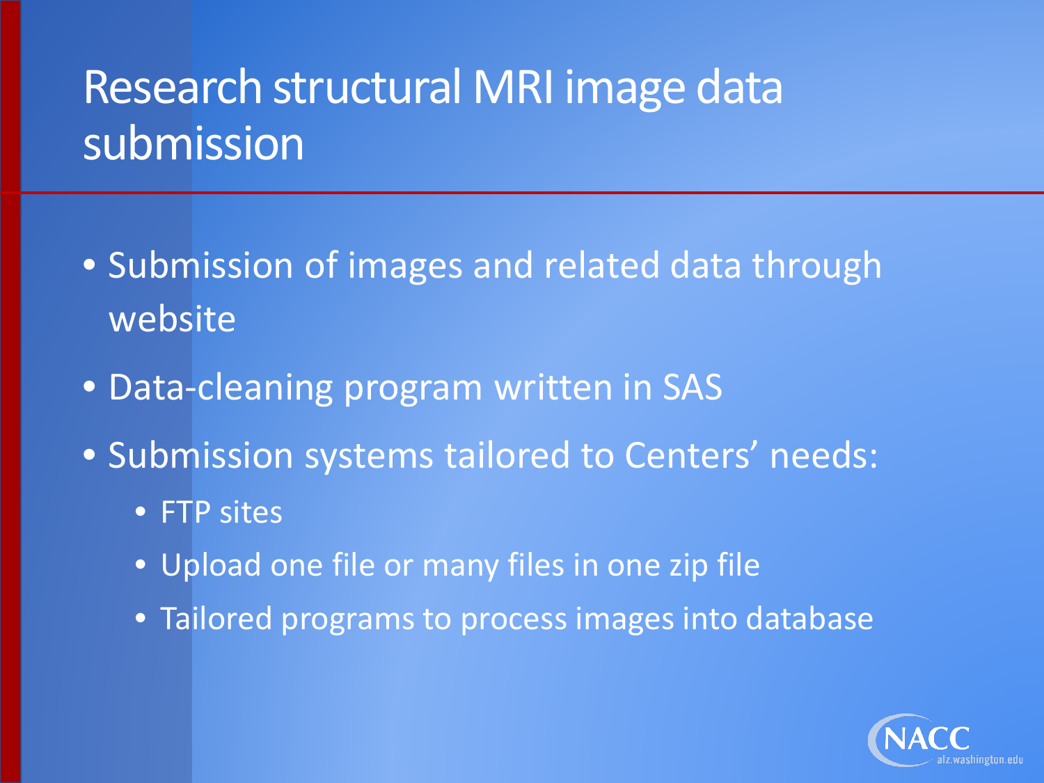# Research structural MRI image data submission

- Submission of images and related data through website
- Data-cleaning program written in SAS
- Submission systems tailored to Centers' needs:
  - FTP sites
  - Upload one file or many files in one zip file
  - Tailored programs to process images into database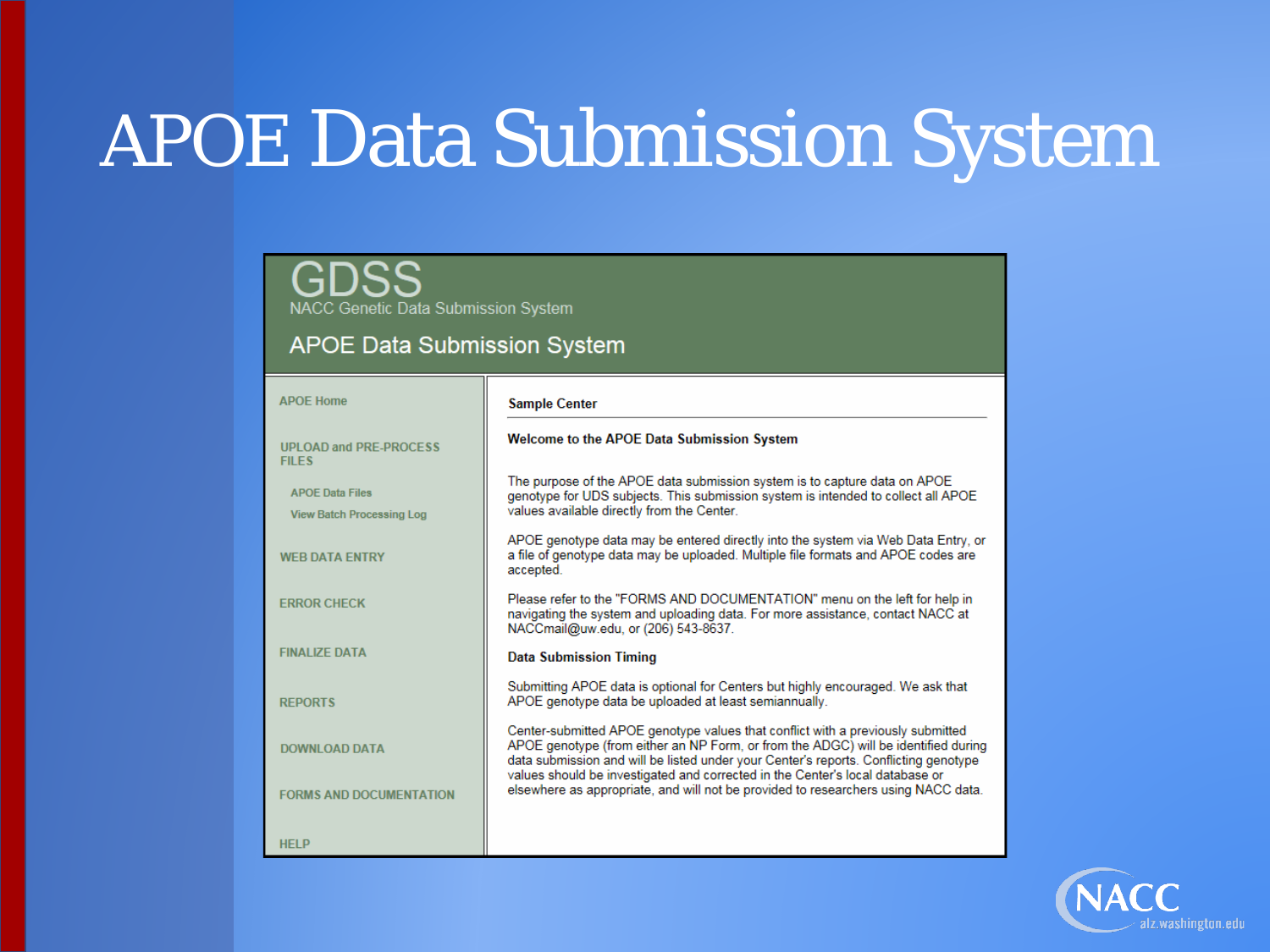# APOE Data Submission System

## GDSS

NACC Genetic Data Submission System

### APOE Data Submission System

- APOE Home
- UPLOAD and PRE-PROCESS FILES
  - APOE Data Files
  - View Batch Processing Log
- WEB DATA ENTRY
- ERROR CHECK
- FINALIZE DATA
- REPORTS
- DOWNLOAD DATA
- FORMS AND DOCUMENTATION
- HELP

**Sample Center**

**Welcome to the APOE Data Submission System**

The purpose of the APOE data submission system is to capture data on APOE genotype for UDS subjects. This submission system is intended to collect all APOE values available directly from the Center.

APOE genotype data may be entered directly into the system via Web Data Entry, or a file of genotype data may be uploaded. Multiple file formats and APOE codes are accepted.

Please refer to the "FORMS AND DOCUMENTATION" menu on the left for help in navigating the system and uploading data. For more assistance, contact NACC at NACCmail@uw.edu, or (206) 543-8637.

**Data Submission Timing**

Submitting APOE data is optional for Centers but highly encouraged. We ask that APOE genotype data be uploaded at least semiannually.

Center-submitted APOE genotype values that conflict with a previously submitted APOE genotype (from either an NP Form, or from the ADGC) will be identified during data submission and will be listed under your Center's reports. Conflicting genotype values should be investigated and corrected in the Center's local database or elsewhere as appropriate, and will not be provided to researchers using NACC data.

NACC alz.washington.edu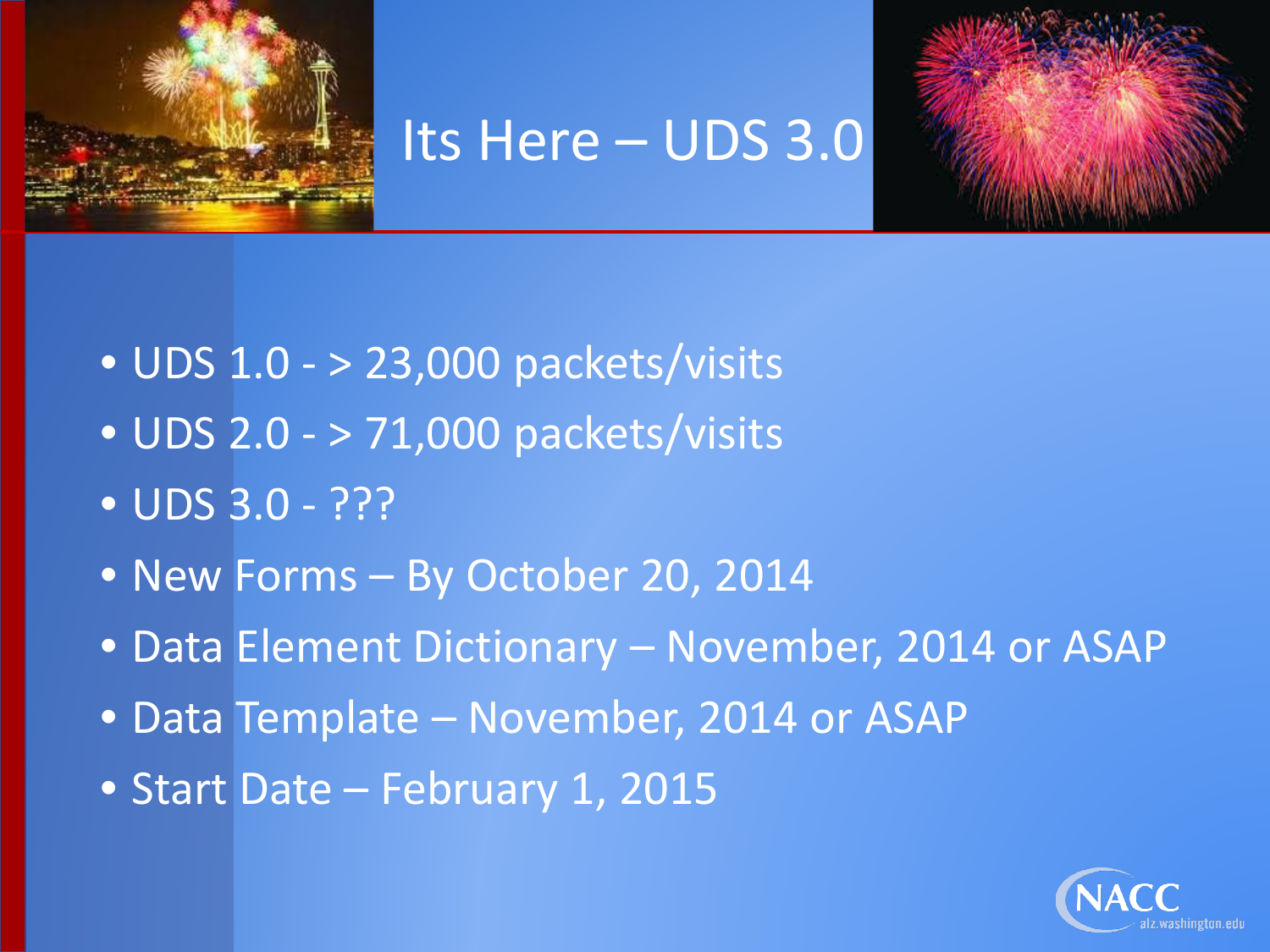# Its Here – UDS 3.0

- UDS 1.0 - > 23,000 packets/visits
- UDS 2.0 - > 71,000 packets/visits
- UDS 3.0 - ???
- New Forms – By October 20, 2014
- Data Element Dictionary – November, 2014 or ASAP
- Data Template – November, 2014 or ASAP
- Start Date – February 1, 2015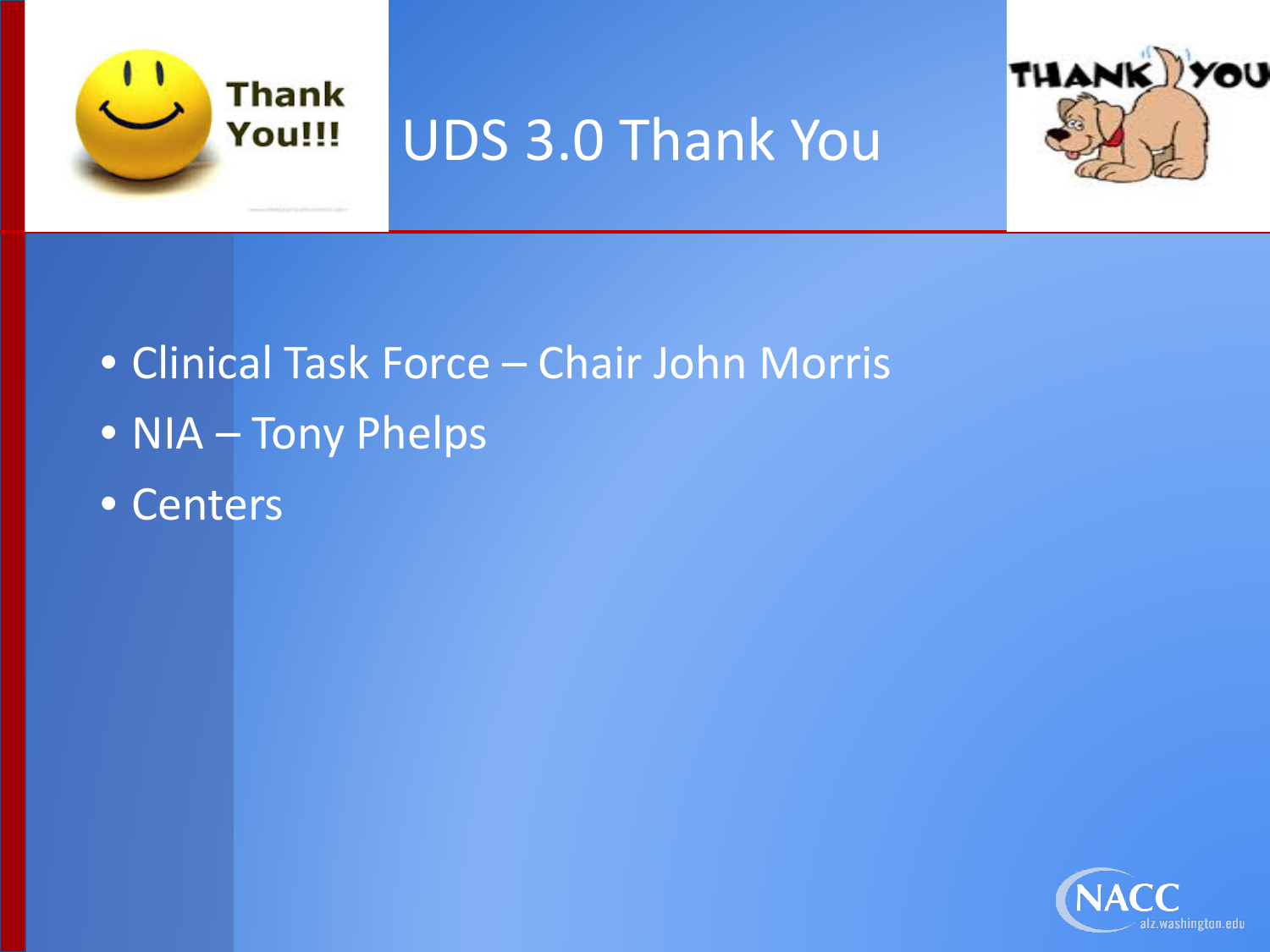# UDS 3.0 Thank You

- Clinical Task Force – Chair John Morris
- NIA – Tony Phelps
- Centers